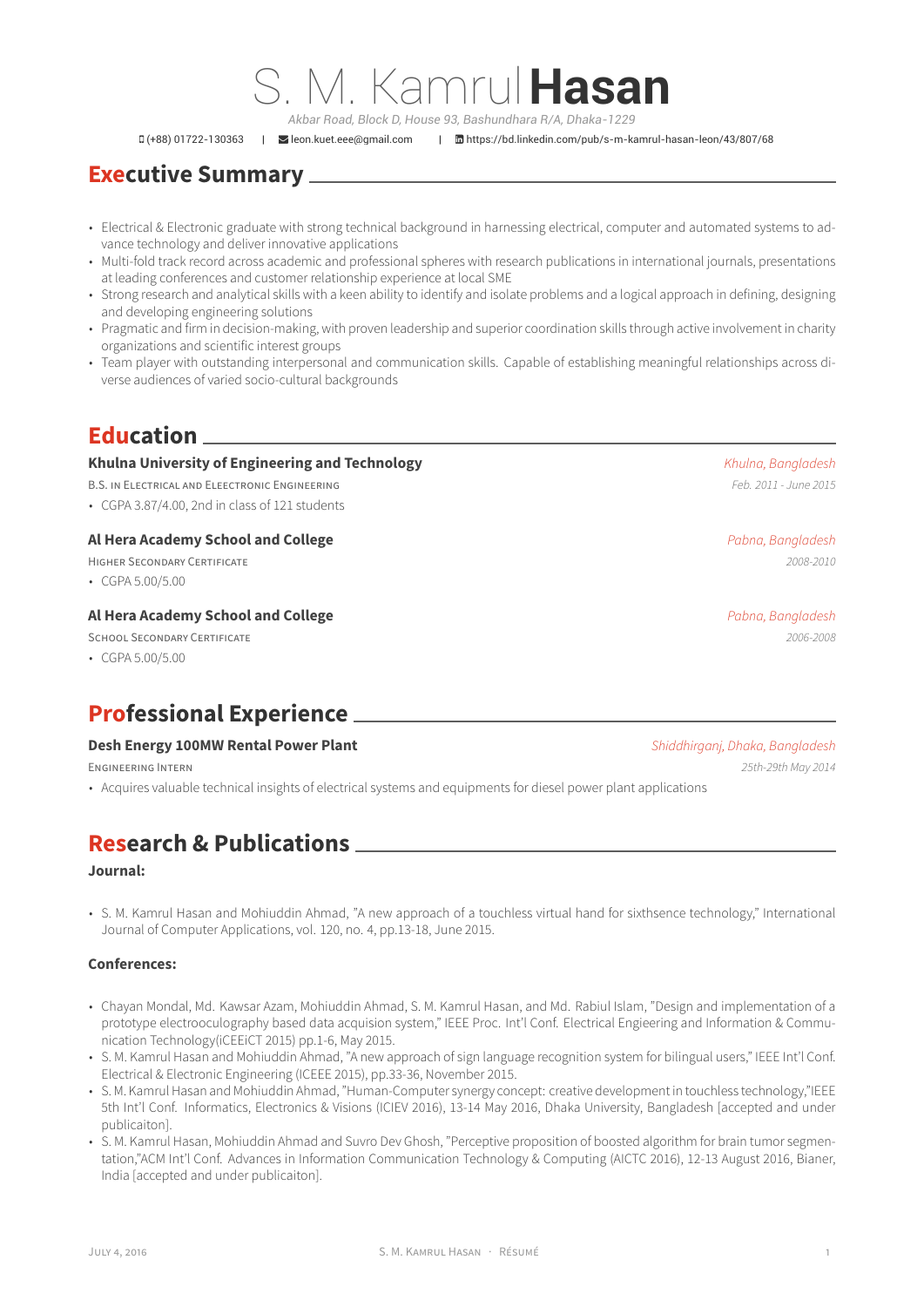# S. M. Kamrul **Hasan**

*Akbar Road, Block D, House 93, Bashundhara R/A, Dhaka-1229*

(+88) 01722-130363 | leon.kuet.eee@gmail.com | https://bd.linkedin.com/pub/s-m-kamrul-hasan-leon/43/807/68

## Executive Summary

- Electrical & Electronic graduate with strong technical background in harnessing electrical, computer and automated systems to advance technology and deliver innovative applications
- Multi-fold track record across academic and professional spheres with research publications in international journals, presentations at leading conferences and customer relationship experience at local SME
- Strong research and analytical skills with a keen ability to identify and isolate problems and a logical approach in defining, designing and developing engineering solutions
- Pragmatic and firm in decision-making, with proven leadership and superior coordination skills through active involvement in charity organizations and scientific interest groups
- Team player with outstanding interpersonal and communication skills. Capable of establishing meaningful relationships across diverse audiences of varied socio-cultural backgrounds

## Education

**Khulna University of Engineering and Technology** — *Khulna, Bangladesh*

B.S. in Electrical and Eleectronic Engineering — *Feb. 2011 - June 2015*

- CGPA 3.87/4.00, 2nd in class of 121 students

**Al Hera Academy School and College** — *Pabna, Bangladesh*

Higher Secondary Certificate — *2008-2010*

- CGPA 5.00/5.00

**Al Hera Academy School and College** — *Pabna, Bangladesh*

School Secondary Certificate — *2006-2008*

- CGPA 5.00/5.00

## Professional Experience

**Desh Energy 100MW Rental Power Plant** — *Shiddhirganj, Dhaka, Bangladesh*

Engineering Intern — *25th-29th May 2014*

- Acquires valuable technical insights of electrical systems and equipments for diesel power plant applications

## Research & Publications

**Journal:**

- S. M. Kamrul Hasan and Mohiuddin Ahmad, "A new approach of a touchless virtual hand for sixthsence technology," International Journal of Computer Applications, vol. 120, no. 4, pp.13-18, June 2015.

**Conferences:**

- Chayan Mondal, Md. Kawsar Azam, Mohiuddin Ahmad, S. M. Kamrul Hasan, and Md. Rabiul Islam, "Design and implementation of a prototype electrooculography based data acquision system," IEEE Proc. Int'l Conf. Electrical Engieering and Information & Communication Technology(iCEEiCT 2015) pp.1-6, May 2015.
- S. M. Kamrul Hasan and Mohiuddin Ahmad, "A new approach of sign language recognition system for bilingual users," IEEE Int'l Conf. Electrical & Electronic Engineering (ICEEE 2015), pp.33-36, November 2015.
- S. M. Kamrul Hasan and Mohiuddin Ahmad, "Human-Computer synergy concept: creative development in touchless technology,"IEEE 5th Int'l Conf. Informatics, Electronics & Visions (ICIEV 2016), 13-14 May 2016, Dhaka University, Bangladesh [accepted and under publicaiton].
- S. M. Kamrul Hasan, Mohiuddin Ahmad and Suvro Dev Ghosh, "Perceptive proposition of boosted algorithm for brain tumor segmentation,"ACM Int'l Conf. Advances in Information Communication Technology & Computing (AICTC 2016), 12-13 August 2016, Bianer, India [accepted and under publicaiton].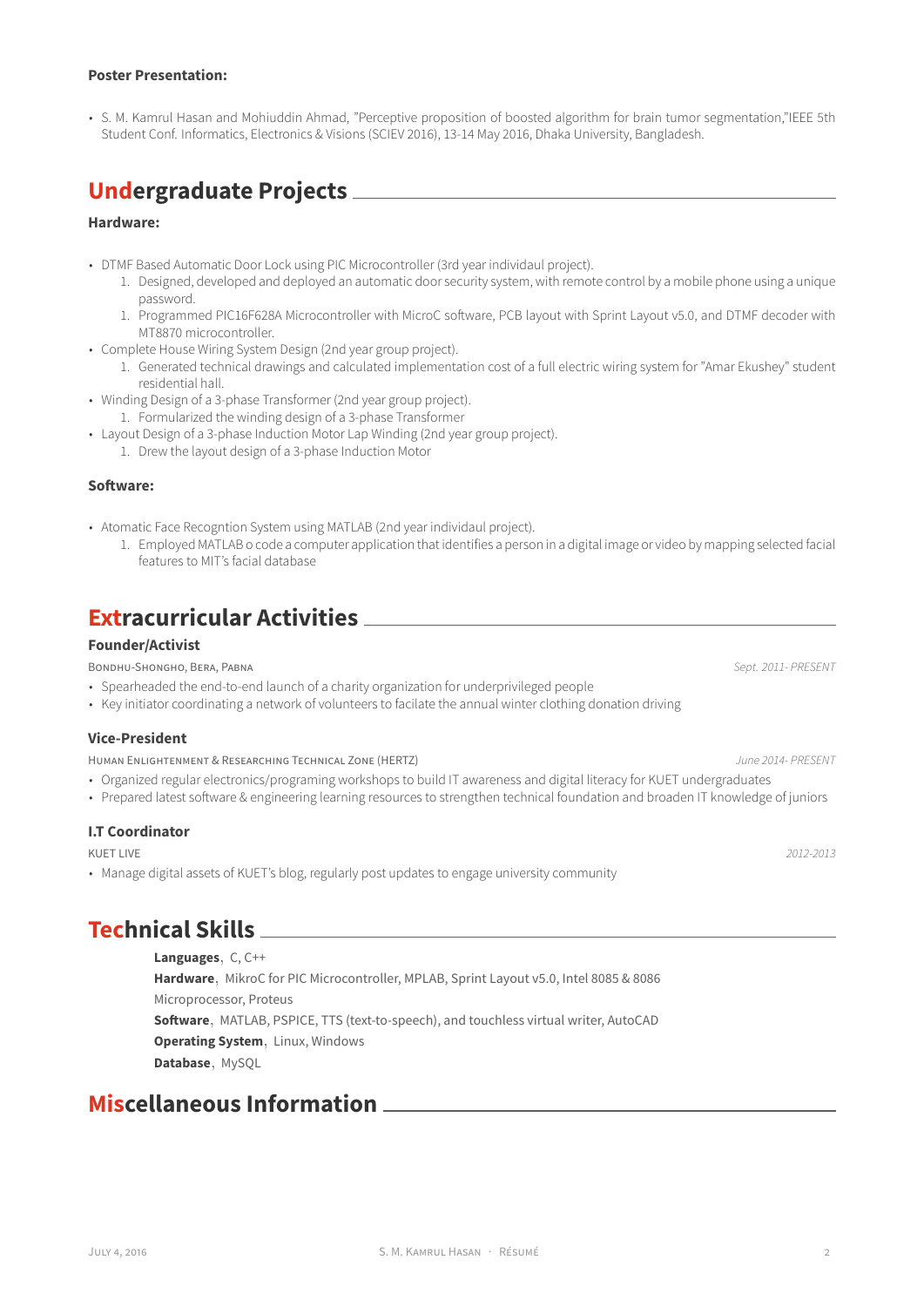**Poster Presentation:**

- S. M. Kamrul Hasan and Mohiuddin Ahmad, "Perceptive proposition of boosted algorithm for brain tumor segmentation,"IEEE 5th Student Conf. Informatics, Electronics & Visions (SCIEV 2016), 13-14 May 2016, Dhaka University, Bangladesh.

## Undergraduate Projects

**Hardware:**

- DTMF Based Automatic Door Lock using PIC Microcontroller (3rd year individaul project).
  1. Designed, developed and deployed an automatic door security system, with remote control by a mobile phone using a unique password.
  1. Programmed PIC16F628A Microcontroller with MicroC software, PCB layout with Sprint Layout v5.0, and DTMF decoder with MT8870 microcontroller.
- Complete House Wiring System Design (2nd year group project).
  1. Generated technical drawings and calculated implementation cost of a full electric wiring system for "Amar Ekushey" student residential hall.
- Winding Design of a 3-phase Transformer (2nd year group project).
  1. Formularized the winding design of a 3-phase Transformer
- Layout Design of a 3-phase Induction Motor Lap Winding (2nd year group project).
  1. Drew the layout design of a 3-phase Induction Motor

**Software:**

- Atomatic Face Recogntion System using MATLAB (2nd year individaul project).
  1. Employed MATLAB o code a computer application that identifies a person in a digital image or video by mapping selected facial features to MIT's facial database

## Extracurricular Activities

### Founder/Activist

BONDHU-SHONGHO, BERA, PABNA — *Sept. 2011- PRESENT*

- Spearheaded the end-to-end launch of a charity organization for underprivileged people
- Key initiator coordinating a network of volunteers to facilate the annual winter clothing donation driving

### Vice-President

HUMAN ENLIGHTENMENT & RESEARCHING TECHNICAL ZONE (HERTZ) — *June 2014- PRESENT*

- Organized regular electronics/programing workshops to build IT awareness and digital literacy for KUET undergraduates
- Prepared latest software & engineering learning resources to strengthen technical foundation and broaden IT knowledge of juniors

### I.T Coordinator

KUET LIVE — *2012-2013*

- Manage digital assets of KUET's blog, regularly post updates to engage university community

## Technical Skills

**Languages**, C, C++
**Hardware**, MikroC for PIC Microcontroller, MPLAB, Sprint Layout v5.0, Intel 8085 & 8086 Microprocessor, Proteus
**Software**, MATLAB, PSPICE, TTS (text-to-speech), and touchless virtual writer, AutoCAD
**Operating System**, Linux, Windows
**Database**, MySQL

## Miscellaneous Information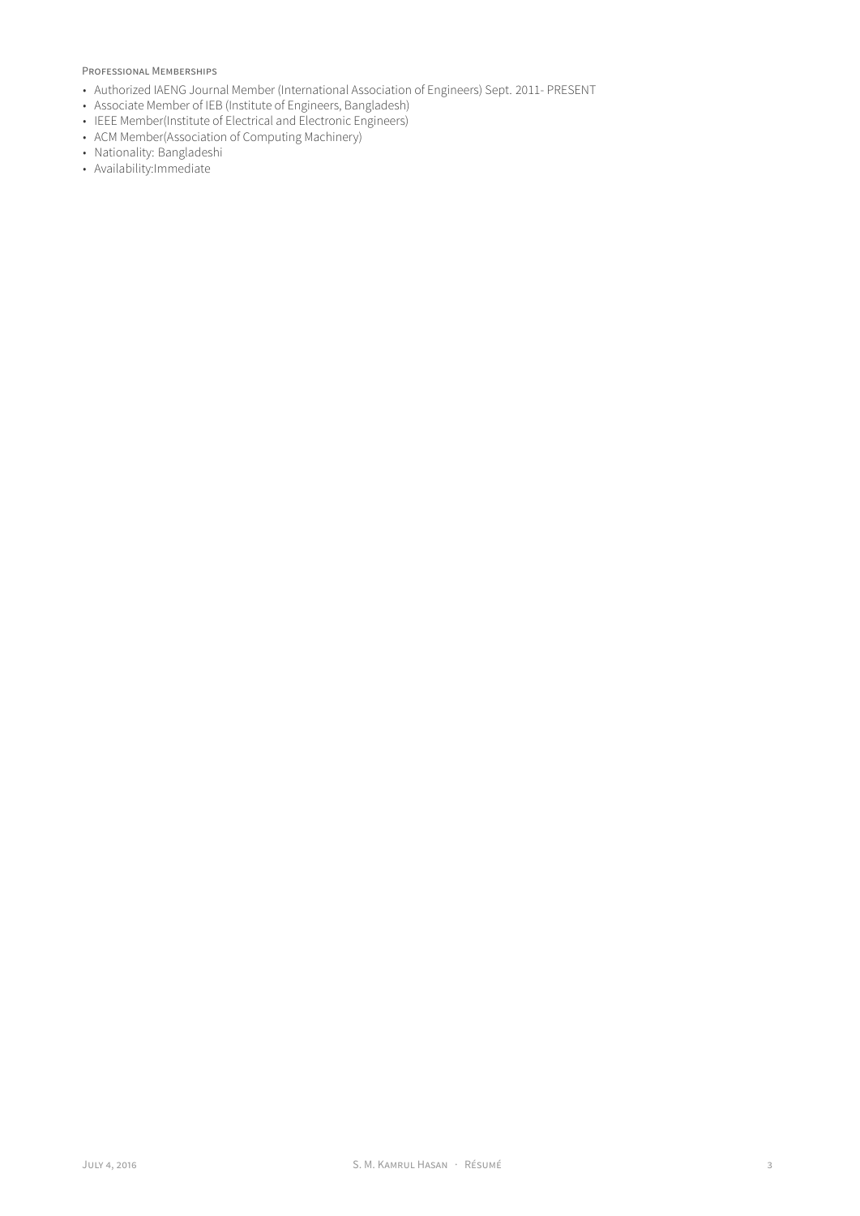## Professional Memberships

- Authorized IAENG Journal Member (International Association of Engineers) Sept. 2011- PRESENT
- Associate Member of IEB (Institute of Engineers, Bangladesh)
- IEEE Member(Institute of Electrical and Electronic Engineers)
- ACM Member(Association of Computing Machinery)
- Nationality: Bangladeshi
- Availability:Immediate